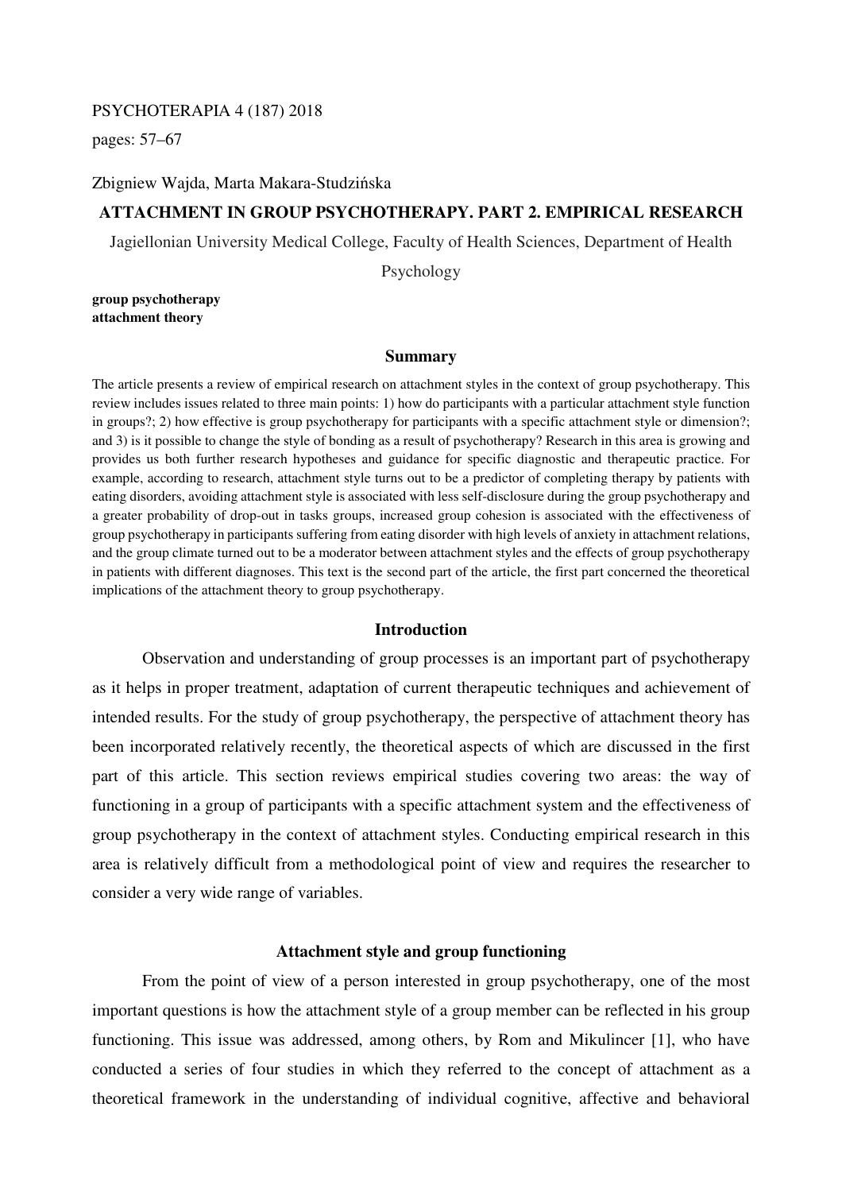PSYCHOTERAPIA 4 (187) 2018

pages: 57–67

Zbigniew Wajda, Marta Makara-Studzińska

# ATTACHMENT IN GROUP PSYCHOTHERAPY. PART 2. EMPIRICAL RESEARCH

Jagiellonian University Medical College, Faculty of Health Sciences, Department of Health Psychology

**group psychotherapy**
**attachment theory**

## Summary

The article presents a review of empirical research on attachment styles in the context of group psychotherapy. This review includes issues related to three main points: 1) how do participants with a particular attachment style function in groups?; 2) how effective is group psychotherapy for participants with a specific attachment style or dimension?; and 3) is it possible to change the style of bonding as a result of psychotherapy? Research in this area is growing and provides us both further research hypotheses and guidance for specific diagnostic and therapeutic practice. For example, according to research, attachment style turns out to be a predictor of completing therapy by patients with eating disorders, avoiding attachment style is associated with less self-disclosure during the group psychotherapy and a greater probability of drop-out in tasks groups, increased group cohesion is associated with the effectiveness of group psychotherapy in participants suffering from eating disorder with high levels of anxiety in attachment relations, and the group climate turned out to be a moderator between attachment styles and the effects of group psychotherapy in patients with different diagnoses. This text is the second part of the article, the first part concerned the theoretical implications of the attachment theory to group psychotherapy.

## Introduction

Observation and understanding of group processes is an important part of psychotherapy as it helps in proper treatment, adaptation of current therapeutic techniques and achievement of intended results. For the study of group psychotherapy, the perspective of attachment theory has been incorporated relatively recently, the theoretical aspects of which are discussed in the first part of this article. This section reviews empirical studies covering two areas: the way of functioning in a group of participants with a specific attachment system and the effectiveness of group psychotherapy in the context of attachment styles. Conducting empirical research in this area is relatively difficult from a methodological point of view and requires the researcher to consider a very wide range of variables.

## Attachment style and group functioning

From the point of view of a person interested in group psychotherapy, one of the most important questions is how the attachment style of a group member can be reflected in his group functioning. This issue was addressed, among others, by Rom and Mikulincer [1], who have conducted a series of four studies in which they referred to the concept of attachment as a theoretical framework in the understanding of individual cognitive, affective and behavioral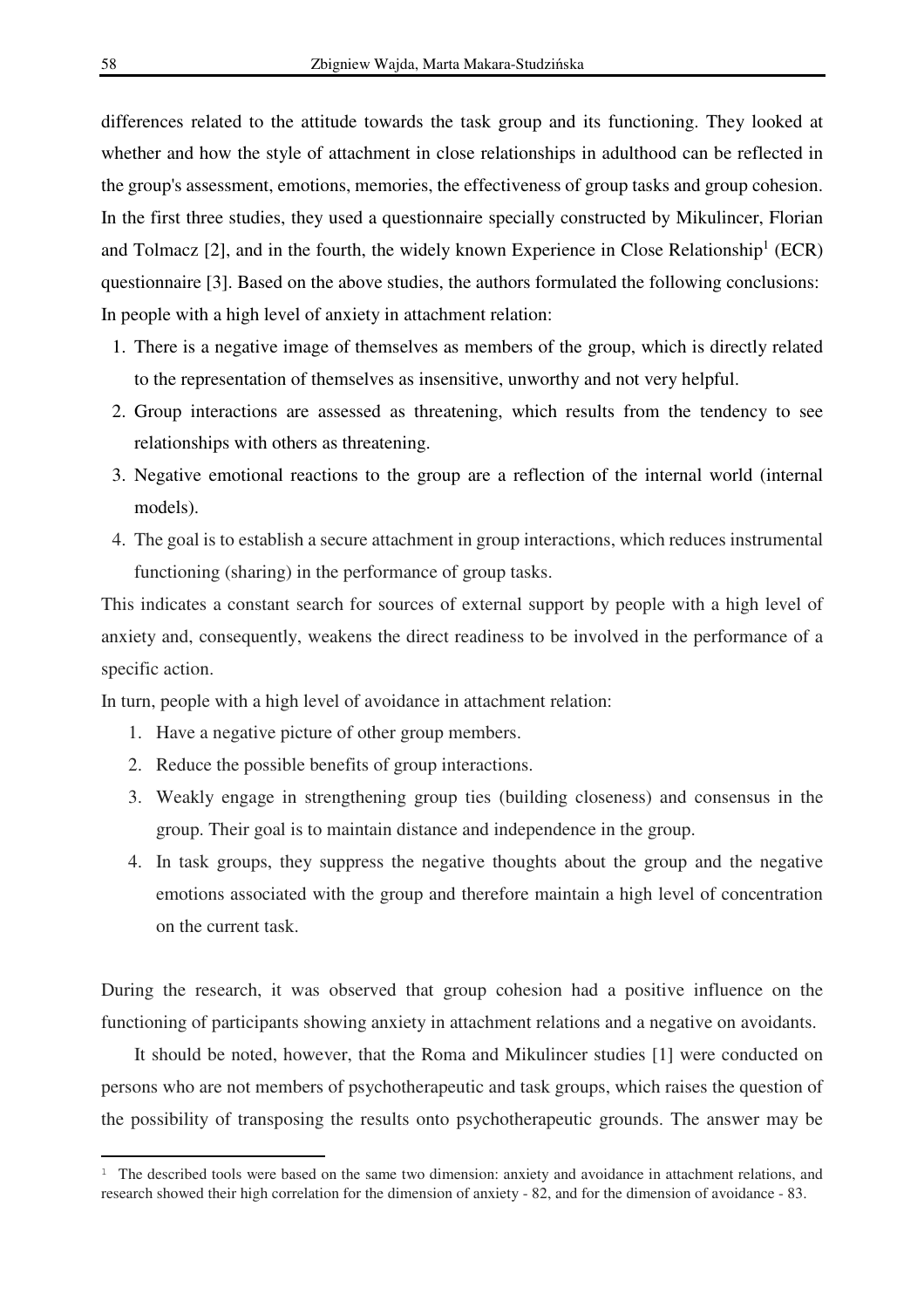differences related to the attitude towards the task group and its functioning. They looked at whether and how the style of attachment in close relationships in adulthood can be reflected in the group's assessment, emotions, memories, the effectiveness of group tasks and group cohesion. In the first three studies, they used a questionnaire specially constructed by Mikulincer, Florian and Tolmacz [2], and in the fourth, the widely known Experience in Close Relationship[1] (ECR) questionnaire [3]. Based on the above studies, the authors formulated the following conclusions:

In people with a high level of anxiety in attachment relation:

1. There is a negative image of themselves as members of the group, which is directly related to the representation of themselves as insensitive, unworthy and not very helpful.
2. Group interactions are assessed as threatening, which results from the tendency to see relationships with others as threatening.
3. Negative emotional reactions to the group are a reflection of the internal world (internal models).
4. The goal is to establish a secure attachment in group interactions, which reduces instrumental functioning (sharing) in the performance of group tasks.

This indicates a constant search for sources of external support by people with a high level of anxiety and, consequently, weakens the direct readiness to be involved in the performance of a specific action.

In turn, people with a high level of avoidance in attachment relation:

1. Have a negative picture of other group members.
2. Reduce the possible benefits of group interactions.
3. Weakly engage in strengthening group ties (building closeness) and consensus in the group. Their goal is to maintain distance and independence in the group.
4. In task groups, they suppress the negative thoughts about the group and the negative emotions associated with the group and therefore maintain a high level of concentration on the current task.

During the research, it was observed that group cohesion had a positive influence on the functioning of participants showing anxiety in attachment relations and a negative on avoidants.

It should be noted, however, that the Roma and Mikulincer studies [1] were conducted on persons who are not members of psychotherapeutic and task groups, which raises the question of the possibility of transposing the results onto psychotherapeutic grounds. The answer may be

---

[1] The described tools were based on the same two dimension: anxiety and avoidance in attachment relations, and research showed their high correlation for the dimension of anxiety - 82, and for the dimension of avoidance - 83.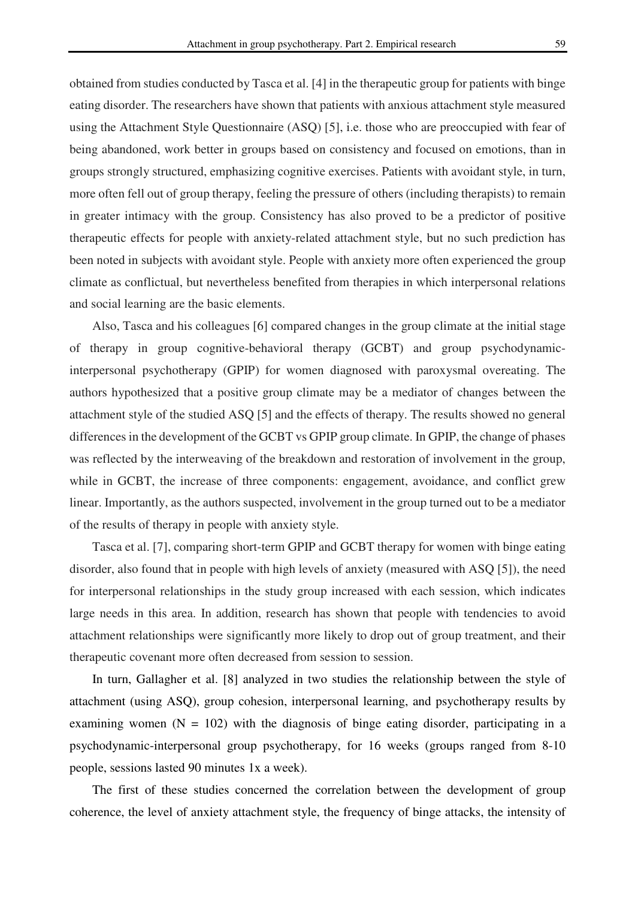obtained from studies conducted by Tasca et al. [4] in the therapeutic group for patients with binge eating disorder. The researchers have shown that patients with anxious attachment style measured using the Attachment Style Questionnaire (ASQ) [5], i.e. those who are preoccupied with fear of being abandoned, work better in groups based on consistency and focused on emotions, than in groups strongly structured, emphasizing cognitive exercises. Patients with avoidant style, in turn, more often fell out of group therapy, feeling the pressure of others (including therapists) to remain in greater intimacy with the group. Consistency has also proved to be a predictor of positive therapeutic effects for people with anxiety-related attachment style, but no such prediction has been noted in subjects with avoidant style. People with anxiety more often experienced the group climate as conflictual, but nevertheless benefited from therapies in which interpersonal relations and social learning are the basic elements.

Also, Tasca and his colleagues [6] compared changes in the group climate at the initial stage of therapy in group cognitive-behavioral therapy (GCBT) and group psychodynamic-interpersonal psychotherapy (GPIP) for women diagnosed with paroxysmal overeating. The authors hypothesized that a positive group climate may be a mediator of changes between the attachment style of the studied ASQ [5] and the effects of therapy. The results showed no general differences in the development of the GCBT vs GPIP group climate. In GPIP, the change of phases was reflected by the interweaving of the breakdown and restoration of involvement in the group, while in GCBT, the increase of three components: engagement, avoidance, and conflict grew linear. Importantly, as the authors suspected, involvement in the group turned out to be a mediator of the results of therapy in people with anxiety style.

Tasca et al. [7], comparing short-term GPIP and GCBT therapy for women with binge eating disorder, also found that in people with high levels of anxiety (measured with ASQ [5]), the need for interpersonal relationships in the study group increased with each session, which indicates large needs in this area. In addition, research has shown that people with tendencies to avoid attachment relationships were significantly more likely to drop out of group treatment, and their therapeutic covenant more often decreased from session to session.

In turn, Gallagher et al. [8] analyzed in two studies the relationship between the style of attachment (using ASQ), group cohesion, interpersonal learning, and psychotherapy results by examining women (N = 102) with the diagnosis of binge eating disorder, participating in a psychodynamic-interpersonal group psychotherapy, for 16 weeks (groups ranged from 8-10 people, sessions lasted 90 minutes 1x a week).

The first of these studies concerned the correlation between the development of group coherence, the level of anxiety attachment style, the frequency of binge attacks, the intensity of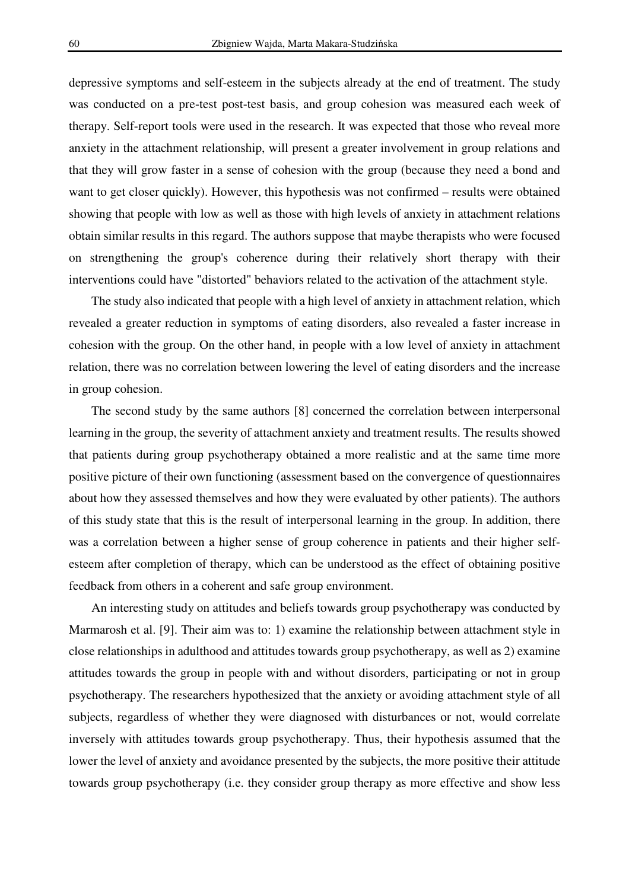depressive symptoms and self-esteem in the subjects already at the end of treatment. The study was conducted on a pre-test post-test basis, and group cohesion was measured each week of therapy. Self-report tools were used in the research. It was expected that those who reveal more anxiety in the attachment relationship, will present a greater involvement in group relations and that they will grow faster in a sense of cohesion with the group (because they need a bond and want to get closer quickly). However, this hypothesis was not confirmed – results were obtained showing that people with low as well as those with high levels of anxiety in attachment relations obtain similar results in this regard. The authors suppose that maybe therapists who were focused on strengthening the group's coherence during their relatively short therapy with their interventions could have "distorted" behaviors related to the activation of the attachment style.

The study also indicated that people with a high level of anxiety in attachment relation, which revealed a greater reduction in symptoms of eating disorders, also revealed a faster increase in cohesion with the group. On the other hand, in people with a low level of anxiety in attachment relation, there was no correlation between lowering the level of eating disorders and the increase in group cohesion.

The second study by the same authors [8] concerned the correlation between interpersonal learning in the group, the severity of attachment anxiety and treatment results. The results showed that patients during group psychotherapy obtained a more realistic and at the same time more positive picture of their own functioning (assessment based on the convergence of questionnaires about how they assessed themselves and how they were evaluated by other patients). The authors of this study state that this is the result of interpersonal learning in the group. In addition, there was a correlation between a higher sense of group coherence in patients and their higher self-esteem after completion of therapy, which can be understood as the effect of obtaining positive feedback from others in a coherent and safe group environment.

An interesting study on attitudes and beliefs towards group psychotherapy was conducted by Marmarosh et al. [9]. Their aim was to: 1) examine the relationship between attachment style in close relationships in adulthood and attitudes towards group psychotherapy, as well as 2) examine attitudes towards the group in people with and without disorders, participating or not in group psychotherapy. The researchers hypothesized that the anxiety or avoiding attachment style of all subjects, regardless of whether they were diagnosed with disturbances or not, would correlate inversely with attitudes towards group psychotherapy. Thus, their hypothesis assumed that the lower the level of anxiety and avoidance presented by the subjects, the more positive their attitude towards group psychotherapy (i.e. they consider group therapy as more effective and show less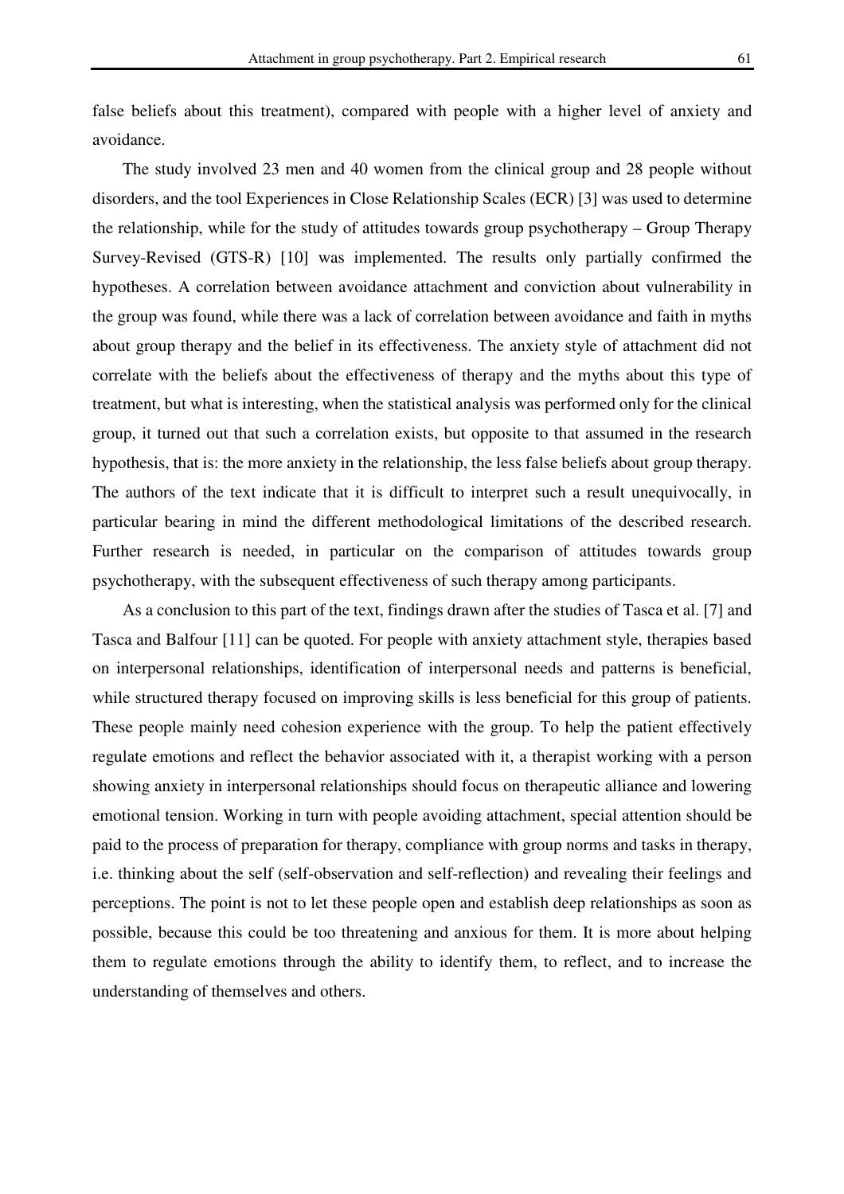false beliefs about this treatment), compared with people with a higher level of anxiety and avoidance.

The study involved 23 men and 40 women from the clinical group and 28 people without disorders, and the tool Experiences in Close Relationship Scales (ECR) [3] was used to determine the relationship, while for the study of attitudes towards group psychotherapy – Group Therapy Survey-Revised (GTS-R) [10] was implemented. The results only partially confirmed the hypotheses. A correlation between avoidance attachment and conviction about vulnerability in the group was found, while there was a lack of correlation between avoidance and faith in myths about group therapy and the belief in its effectiveness. The anxiety style of attachment did not correlate with the beliefs about the effectiveness of therapy and the myths about this type of treatment, but what is interesting, when the statistical analysis was performed only for the clinical group, it turned out that such a correlation exists, but opposite to that assumed in the research hypothesis, that is: the more anxiety in the relationship, the less false beliefs about group therapy. The authors of the text indicate that it is difficult to interpret such a result unequivocally, in particular bearing in mind the different methodological limitations of the described research. Further research is needed, in particular on the comparison of attitudes towards group psychotherapy, with the subsequent effectiveness of such therapy among participants.

As a conclusion to this part of the text, findings drawn after the studies of Tasca et al. [7] and Tasca and Balfour [11] can be quoted. For people with anxiety attachment style, therapies based on interpersonal relationships, identification of interpersonal needs and patterns is beneficial, while structured therapy focused on improving skills is less beneficial for this group of patients. These people mainly need cohesion experience with the group. To help the patient effectively regulate emotions and reflect the behavior associated with it, a therapist working with a person showing anxiety in interpersonal relationships should focus on therapeutic alliance and lowering emotional tension. Working in turn with people avoiding attachment, special attention should be paid to the process of preparation for therapy, compliance with group norms and tasks in therapy, i.e. thinking about the self (self-observation and self-reflection) and revealing their feelings and perceptions. The point is not to let these people open and establish deep relationships as soon as possible, because this could be too threatening and anxious for them. It is more about helping them to regulate emotions through the ability to identify them, to reflect, and to increase the understanding of themselves and others.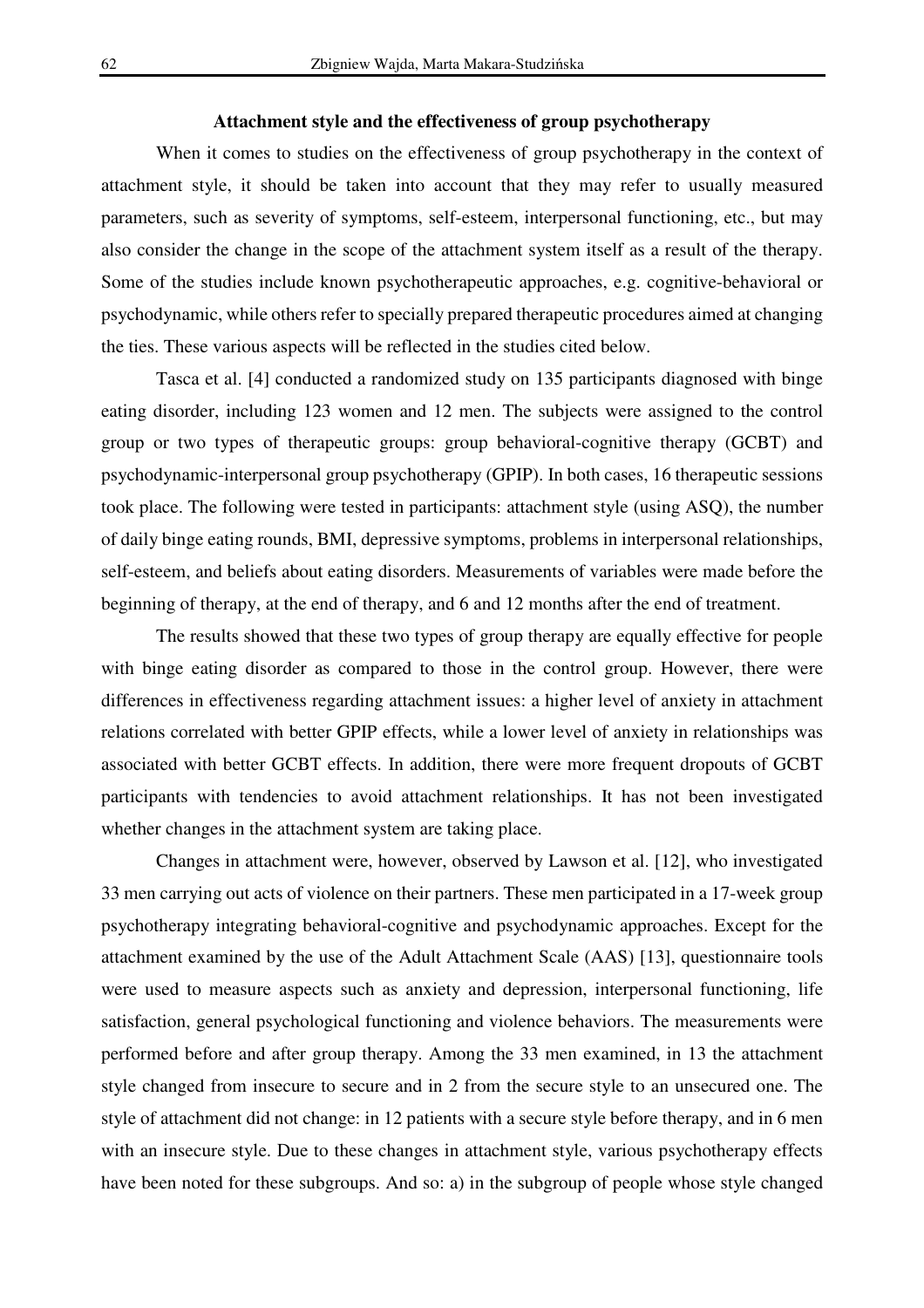### Attachment style and the effectiveness of group psychotherapy

When it comes to studies on the effectiveness of group psychotherapy in the context of attachment style, it should be taken into account that they may refer to usually measured parameters, such as severity of symptoms, self-esteem, interpersonal functioning, etc., but may also consider the change in the scope of the attachment system itself as a result of the therapy. Some of the studies include known psychotherapeutic approaches, e.g. cognitive-behavioral or psychodynamic, while others refer to specially prepared therapeutic procedures aimed at changing the ties. These various aspects will be reflected in the studies cited below.

Tasca et al. [4] conducted a randomized study on 135 participants diagnosed with binge eating disorder, including 123 women and 12 men. The subjects were assigned to the control group or two types of therapeutic groups: group behavioral-cognitive therapy (GCBT) and psychodynamic-interpersonal group psychotherapy (GPIP). In both cases, 16 therapeutic sessions took place. The following were tested in participants: attachment style (using ASQ), the number of daily binge eating rounds, BMI, depressive symptoms, problems in interpersonal relationships, self-esteem, and beliefs about eating disorders. Measurements of variables were made before the beginning of therapy, at the end of therapy, and 6 and 12 months after the end of treatment.

The results showed that these two types of group therapy are equally effective for people with binge eating disorder as compared to those in the control group. However, there were differences in effectiveness regarding attachment issues: a higher level of anxiety in attachment relations correlated with better GPIP effects, while a lower level of anxiety in relationships was associated with better GCBT effects. In addition, there were more frequent dropouts of GCBT participants with tendencies to avoid attachment relationships. It has not been investigated whether changes in the attachment system are taking place.

Changes in attachment were, however, observed by Lawson et al. [12], who investigated 33 men carrying out acts of violence on their partners. These men participated in a 17-week group psychotherapy integrating behavioral-cognitive and psychodynamic approaches. Except for the attachment examined by the use of the Adult Attachment Scale (AAS) [13], questionnaire tools were used to measure aspects such as anxiety and depression, interpersonal functioning, life satisfaction, general psychological functioning and violence behaviors. The measurements were performed before and after group therapy. Among the 33 men examined, in 13 the attachment style changed from insecure to secure and in 2 from the secure style to an unsecured one. The style of attachment did not change: in 12 patients with a secure style before therapy, and in 6 men with an insecure style. Due to these changes in attachment style, various psychotherapy effects have been noted for these subgroups. And so: a) in the subgroup of people whose style changed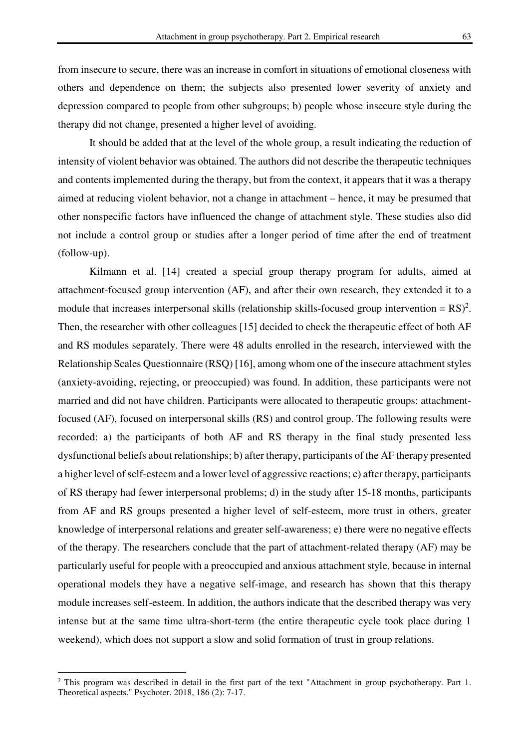from insecure to secure, there was an increase in comfort in situations of emotional closeness with others and dependence on them; the subjects also presented lower severity of anxiety and depression compared to people from other subgroups; b) people whose insecure style during the therapy did not change, presented a higher level of avoiding.

It should be added that at the level of the whole group, a result indicating the reduction of intensity of violent behavior was obtained. The authors did not describe the therapeutic techniques and contents implemented during the therapy, but from the context, it appears that it was a therapy aimed at reducing violent behavior, not a change in attachment – hence, it may be presumed that other nonspecific factors have influenced the change of attachment style. These studies also did not include a control group or studies after a longer period of time after the end of treatment (follow-up).

Kilmann et al. [14] created a special group therapy program for adults, aimed at attachment-focused group intervention (AF), and after their own research, they extended it to a module that increases interpersonal skills (relationship skills-focused group intervention = RS)[2]. Then, the researcher with other colleagues [15] decided to check the therapeutic effect of both AF and RS modules separately. There were 48 adults enrolled in the research, interviewed with the Relationship Scales Questionnaire (RSQ) [16], among whom one of the insecure attachment styles (anxiety-avoiding, rejecting, or preoccupied) was found. In addition, these participants were not married and did not have children. Participants were allocated to therapeutic groups: attachment-focused (AF), focused on interpersonal skills (RS) and control group. The following results were recorded: a) the participants of both AF and RS therapy in the final study presented less dysfunctional beliefs about relationships; b) after therapy, participants of the AF therapy presented a higher level of self-esteem and a lower level of aggressive reactions; c) after therapy, participants of RS therapy had fewer interpersonal problems; d) in the study after 15-18 months, participants from AF and RS groups presented a higher level of self-esteem, more trust in others, greater knowledge of interpersonal relations and greater self-awareness; e) there were no negative effects of the therapy. The researchers conclude that the part of attachment-related therapy (AF) may be particularly useful for people with a preoccupied and anxious attachment style, because in internal operational models they have a negative self-image, and research has shown that this therapy module increases self-esteem. In addition, the authors indicate that the described therapy was very intense but at the same time ultra-short-term (the entire therapeutic cycle took place during 1 weekend), which does not support a slow and solid formation of trust in group relations.

---

[2] This program was described in detail in the first part of the text "Attachment in group psychotherapy. Part 1. Theoretical aspects." Psychoter. 2018, 186 (2): 7-17.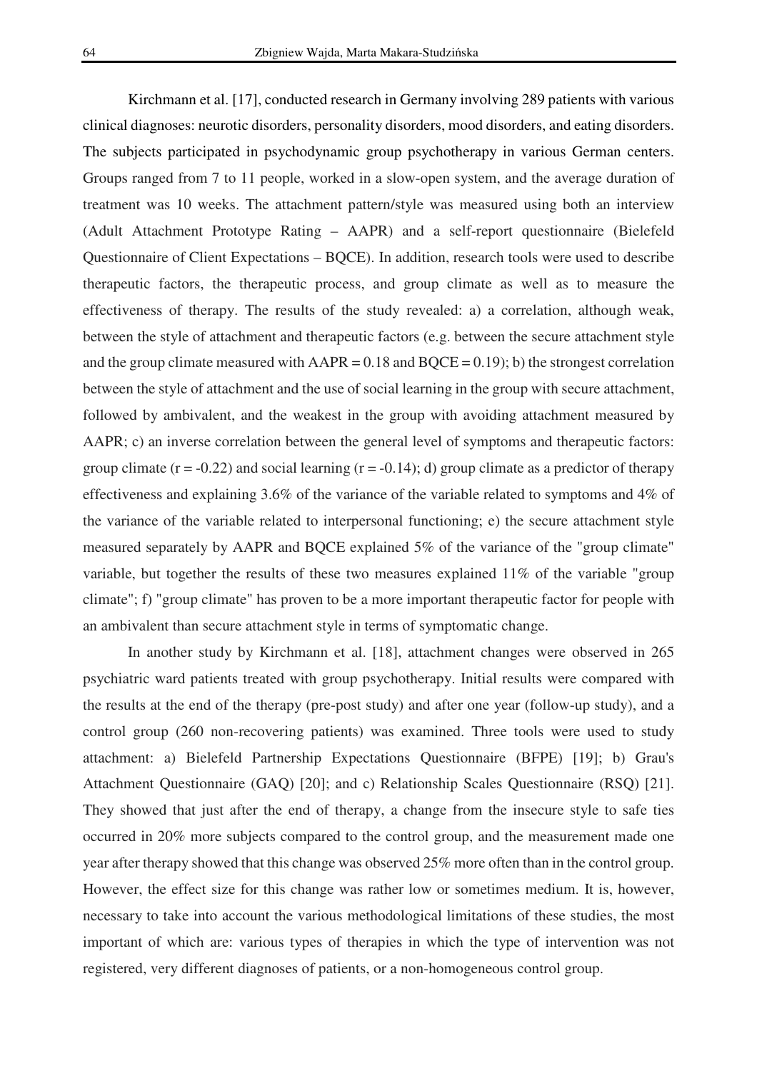Kirchmann et al. [17], conducted research in Germany involving 289 patients with various clinical diagnoses: neurotic disorders, personality disorders, mood disorders, and eating disorders. The subjects participated in psychodynamic group psychotherapy in various German centers. Groups ranged from 7 to 11 people, worked in a slow-open system, and the average duration of treatment was 10 weeks. The attachment pattern/style was measured using both an interview (Adult Attachment Prototype Rating – AAPR) and a self-report questionnaire (Bielefeld Questionnaire of Client Expectations – BQCE). In addition, research tools were used to describe therapeutic factors, the therapeutic process, and group climate as well as to measure the effectiveness of therapy. The results of the study revealed: a) a correlation, although weak, between the style of attachment and therapeutic factors (e.g. between the secure attachment style and the group climate measured with AAPR = 0.18 and BQCE = 0.19); b) the strongest correlation between the style of attachment and the use of social learning in the group with secure attachment, followed by ambivalent, and the weakest in the group with avoiding attachment measured by AAPR; c) an inverse correlation between the general level of symptoms and therapeutic factors: group climate ($r = -0.22$) and social learning ($r = -0.14$); d) group climate as a predictor of therapy effectiveness and explaining 3.6% of the variance of the variable related to symptoms and 4% of the variance of the variable related to interpersonal functioning; e) the secure attachment style measured separately by AAPR and BQCE explained 5% of the variance of the "group climate" variable, but together the results of these two measures explained 11% of the variable "group climate"; f) "group climate" has proven to be a more important therapeutic factor for people with an ambivalent than secure attachment style in terms of symptomatic change.

In another study by Kirchmann et al. [18], attachment changes were observed in 265 psychiatric ward patients treated with group psychotherapy. Initial results were compared with the results at the end of the therapy (pre-post study) and after one year (follow-up study), and a control group (260 non-recovering patients) was examined. Three tools were used to study attachment: a) Bielefeld Partnership Expectations Questionnaire (BFPE) [19]; b) Grau's Attachment Questionnaire (GAQ) [20]; and c) Relationship Scales Questionnaire (RSQ) [21]. They showed that just after the end of therapy, a change from the insecure style to safe ties occurred in 20% more subjects compared to the control group, and the measurement made one year after therapy showed that this change was observed 25% more often than in the control group. However, the effect size for this change was rather low or sometimes medium. It is, however, necessary to take into account the various methodological limitations of these studies, the most important of which are: various types of therapies in which the type of intervention was not registered, very different diagnoses of patients, or a non-homogeneous control group.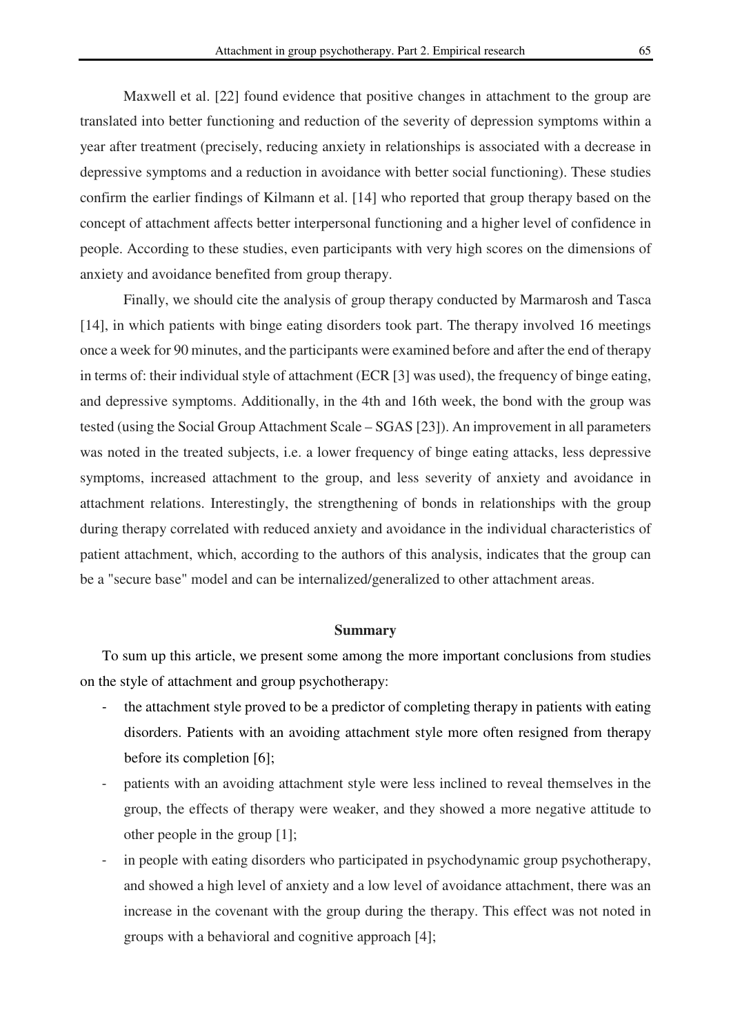Maxwell et al. [22] found evidence that positive changes in attachment to the group are translated into better functioning and reduction of the severity of depression symptoms within a year after treatment (precisely, reducing anxiety in relationships is associated with a decrease in depressive symptoms and a reduction in avoidance with better social functioning). These studies confirm the earlier findings of Kilmann et al. [14] who reported that group therapy based on the concept of attachment affects better interpersonal functioning and a higher level of confidence in people. According to these studies, even participants with very high scores on the dimensions of anxiety and avoidance benefited from group therapy.

Finally, we should cite the analysis of group therapy conducted by Marmarosh and Tasca [14], in which patients with binge eating disorders took part. The therapy involved 16 meetings once a week for 90 minutes, and the participants were examined before and after the end of therapy in terms of: their individual style of attachment (ECR [3] was used), the frequency of binge eating, and depressive symptoms. Additionally, in the 4th and 16th week, the bond with the group was tested (using the Social Group Attachment Scale – SGAS [23]). An improvement in all parameters was noted in the treated subjects, i.e. a lower frequency of binge eating attacks, less depressive symptoms, increased attachment to the group, and less severity of anxiety and avoidance in attachment relations. Interestingly, the strengthening of bonds in relationships with the group during therapy correlated with reduced anxiety and avoidance in the individual characteristics of patient attachment, which, according to the authors of this analysis, indicates that the group can be a "secure base" model and can be internalized/generalized to other attachment areas.

## Summary

To sum up this article, we present some among the more important conclusions from studies on the style of attachment and group psychotherapy:

- the attachment style proved to be a predictor of completing therapy in patients with eating disorders. Patients with an avoiding attachment style more often resigned from therapy before its completion [6];
- patients with an avoiding attachment style were less inclined to reveal themselves in the group, the effects of therapy were weaker, and they showed a more negative attitude to other people in the group [1];
- in people with eating disorders who participated in psychodynamic group psychotherapy, and showed a high level of anxiety and a low level of avoidance attachment, there was an increase in the covenant with the group during the therapy. This effect was not noted in groups with a behavioral and cognitive approach [4];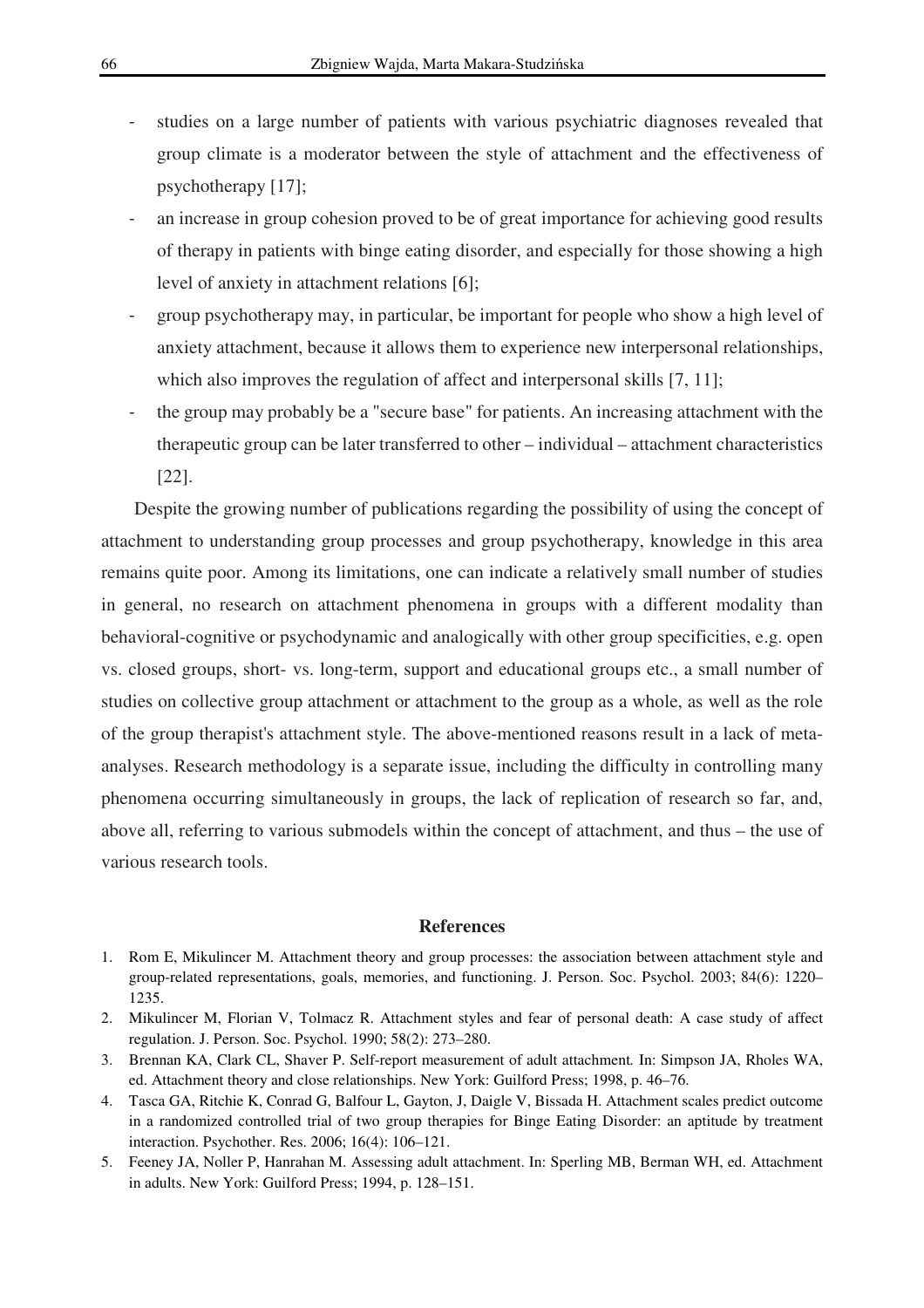- studies on a large number of patients with various psychiatric diagnoses revealed that group climate is a moderator between the style of attachment and the effectiveness of psychotherapy [17];
- an increase in group cohesion proved to be of great importance for achieving good results of therapy in patients with binge eating disorder, and especially for those showing a high level of anxiety in attachment relations [6];
- group psychotherapy may, in particular, be important for people who show a high level of anxiety attachment, because it allows them to experience new interpersonal relationships, which also improves the regulation of affect and interpersonal skills [7, 11];
- the group may probably be a "secure base" for patients. An increasing attachment with the therapeutic group can be later transferred to other – individual – attachment characteristics [22].

Despite the growing number of publications regarding the possibility of using the concept of attachment to understanding group processes and group psychotherapy, knowledge in this area remains quite poor. Among its limitations, one can indicate a relatively small number of studies in general, no research on attachment phenomena in groups with a different modality than behavioral-cognitive or psychodynamic and analogically with other group specificities, e.g. open vs. closed groups, short- vs. long-term, support and educational groups etc., a small number of studies on collective group attachment or attachment to the group as a whole, as well as the role of the group therapist's attachment style. The above-mentioned reasons result in a lack of meta-analyses. Research methodology is a separate issue, including the difficulty in controlling many phenomena occurring simultaneously in groups, the lack of replication of research so far, and, above all, referring to various submodels within the concept of attachment, and thus – the use of various research tools.

## References

1. Rom E, Mikulincer M. Attachment theory and group processes: the association between attachment style and group-related representations, goals, memories, and functioning. J. Person. Soc. Psychol. 2003; 84(6): 1220–1235.
2. Mikulincer M, Florian V, Tolmacz R. Attachment styles and fear of personal death: A case study of affect regulation. J. Person. Soc. Psychol. 1990; 58(2): 273–280.
3. Brennan KA, Clark CL, Shaver P. Self-report measurement of adult attachment. In: Simpson JA, Rholes WA, ed. Attachment theory and close relationships. New York: Guilford Press; 1998, p. 46–76.
4. Tasca GA, Ritchie K, Conrad G, Balfour L, Gayton, J, Daigle V, Bissada H. Attachment scales predict outcome in a randomized controlled trial of two group therapies for Binge Eating Disorder: an aptitude by treatment interaction. Psychother. Res. 2006; 16(4): 106–121.
5. Feeney JA, Noller P, Hanrahan M. Assessing adult attachment. In: Sperling MB, Berman WH, ed. Attachment in adults. New York: Guilford Press; 1994, p. 128–151.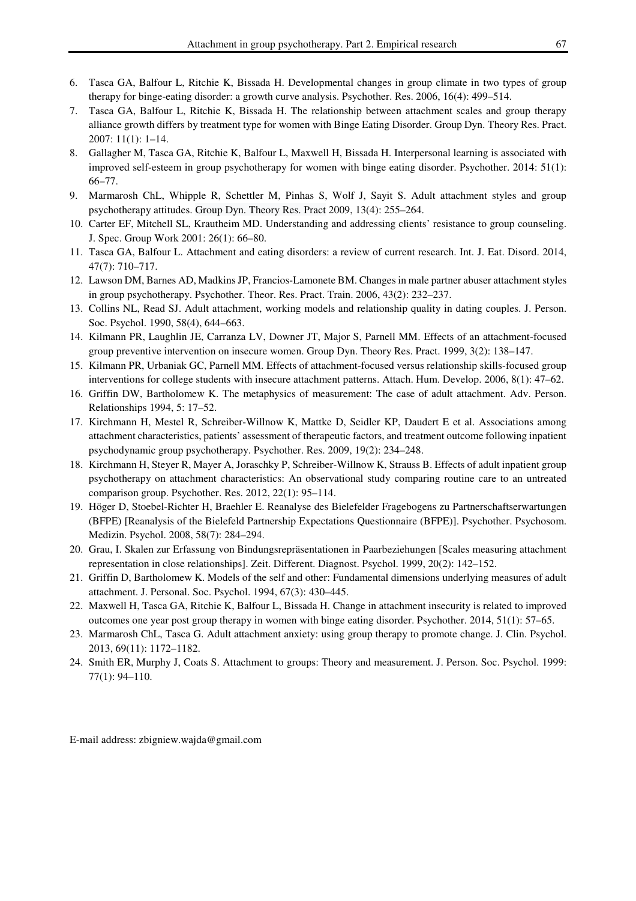6. Tasca GA, Balfour L, Ritchie K, Bissada H. Developmental changes in group climate in two types of group therapy for binge-eating disorder: a growth curve analysis. Psychother. Res. 2006, 16(4): 499–514.
7. Tasca GA, Balfour L, Ritchie K, Bissada H. The relationship between attachment scales and group therapy alliance growth differs by treatment type for women with Binge Eating Disorder. Group Dyn. Theory Res. Pract. 2007: 11(1): 1–14.
8. Gallagher M, Tasca GA, Ritchie K, Balfour L, Maxwell H, Bissada H. Interpersonal learning is associated with improved self-esteem in group psychotherapy for women with binge eating disorder. Psychother. 2014: 51(1): 66–77.
9. Marmarosh ChL, Whipple R, Schettler M, Pinhas S, Wolf J, Sayit S. Adult attachment styles and group psychotherapy attitudes. Group Dyn. Theory Res. Pract 2009, 13(4): 255–264.
10. Carter EF, Mitchell SL, Krautheim MD. Understanding and addressing clients' resistance to group counseling. J. Spec. Group Work 2001: 26(1): 66–80.
11. Tasca GA, Balfour L. Attachment and eating disorders: a review of current research. Int. J. Eat. Disord. 2014, 47(7): 710–717.
12. Lawson DM, Barnes AD, Madkins JP, Francios-Lamonete BM. Changes in male partner abuser attachment styles in group psychotherapy. Psychother. Theor. Res. Pract. Train. 2006, 43(2): 232–237.
13. Collins NL, Read SJ. Adult attachment, working models and relationship quality in dating couples. J. Person. Soc. Psychol. 1990, 58(4), 644–663.
14. Kilmann PR, Laughlin JE, Carranza LV, Downer JT, Major S, Parnell MM. Effects of an attachment-focused group preventive intervention on insecure women. Group Dyn. Theory Res. Pract. 1999, 3(2): 138–147.
15. Kilmann PR, Urbaniak GC, Parnell MM. Effects of attachment-focused versus relationship skills-focused group interventions for college students with insecure attachment patterns. Attach. Hum. Develop. 2006, 8(1): 47–62.
16. Griffin DW, Bartholomew K. The metaphysics of measurement: The case of adult attachment. Adv. Person. Relationships 1994, 5: 17–52.
17. Kirchmann H, Mestel R, Schreiber-Willnow K, Mattke D, Seidler KP, Daudert E et al. Associations among attachment characteristics, patients' assessment of therapeutic factors, and treatment outcome following inpatient psychodynamic group psychotherapy. Psychother. Res. 2009, 19(2): 234–248.
18. Kirchmann H, Steyer R, Mayer A, Joraschky P, Schreiber-Willnow K, Strauss B. Effects of adult inpatient group psychotherapy on attachment characteristics: An observational study comparing routine care to an untreated comparison group. Psychother. Res. 2012, 22(1): 95–114.
19. Höger D, Stoebel-Richter H, Braehler E. Reanalyse des Bielefelder Fragebogens zu Partnerschaftserwartungen (BFPE) [Reanalysis of the Bielefeld Partnership Expectations Questionnaire (BFPE)]. Psychother. Psychosom. Medizin. Psychol. 2008, 58(7): 284–294.
20. Grau, I. Skalen zur Erfassung von Bindungsrepräsentationen in Paarbeziehungen [Scales measuring attachment representation in close relationships]. Zeit. Different. Diagnost. Psychol. 1999, 20(2): 142–152.
21. Griffin D, Bartholomew K. Models of the self and other: Fundamental dimensions underlying measures of adult attachment. J. Personal. Soc. Psychol. 1994, 67(3): 430–445.
22. Maxwell H, Tasca GA, Ritchie K, Balfour L, Bissada H. Change in attachment insecurity is related to improved outcomes one year post group therapy in women with binge eating disorder. Psychother. 2014, 51(1): 57–65.
23. Marmarosh ChL, Tasca G. Adult attachment anxiety: using group therapy to promote change. J. Clin. Psychol. 2013, 69(11): 1172–1182.
24. Smith ER, Murphy J, Coats S. Attachment to groups: Theory and measurement. J. Person. Soc. Psychol. 1999: 77(1): 94–110.

E-mail address: zbigniew.wajda@gmail.com